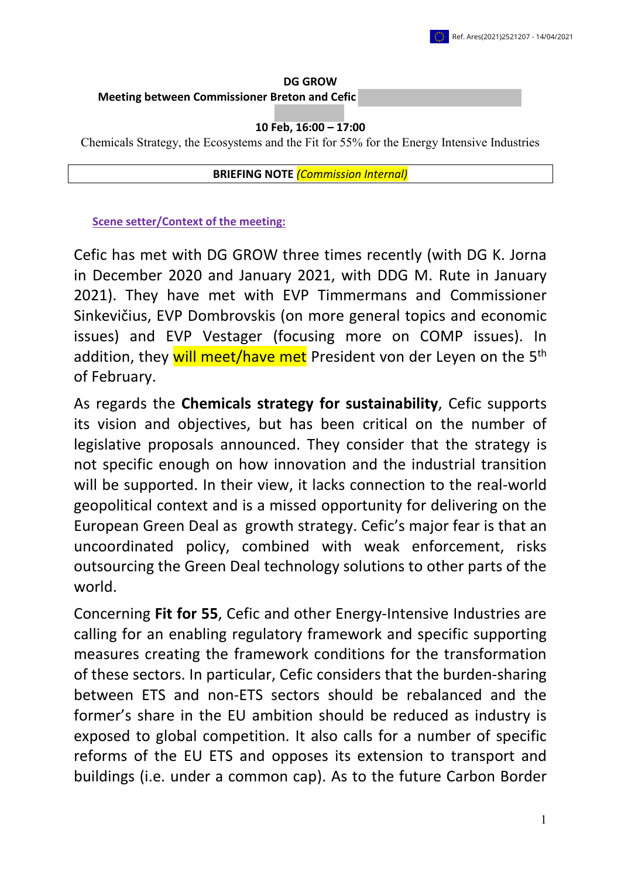Ref. Ares(2021)2521207 - 14/04/2021

**DG GROW**

**Meeting between Commissioner Breton and Cefic**

**10 Feb, 16:00 – 17:00**

Chemicals Strategy, the Ecosystems and the Fit for 55% for the Energy Intensive Industries

**BRIEFING NOTE** *(Commission Internal)*

## Scene setter/Context of the meeting:

Cefic has met with DG GROW three times recently (with DG K. Jorna in December 2020 and January 2021, with DDG M. Rute in January 2021). They have met with EVP Timmermans and Commissioner Sinkevičius, EVP Dombrovskis (on more general topics and economic issues) and EVP Vestager (focusing more on COMP issues). In addition, they will meet/have met President von der Leyen on the 5th of February.

As regards the **Chemicals strategy for sustainability**, Cefic supports its vision and objectives, but has been critical on the number of legislative proposals announced. They consider that the strategy is not specific enough on how innovation and the industrial transition will be supported. In their view, it lacks connection to the real-world geopolitical context and is a missed opportunity for delivering on the European Green Deal as growth strategy. Cefic's major fear is that an uncoordinated policy, combined with weak enforcement, risks outsourcing the Green Deal technology solutions to other parts of the world.

Concerning **Fit for 55**, Cefic and other Energy-Intensive Industries are calling for an enabling regulatory framework and specific supporting measures creating the framework conditions for the transformation of these sectors. In particular, Cefic considers that the burden-sharing between ETS and non-ETS sectors should be rebalanced and the former's share in the EU ambition should be reduced as industry is exposed to global competition. It also calls for a number of specific reforms of the EU ETS and opposes its extension to transport and buildings (i.e. under a common cap). As to the future Carbon Border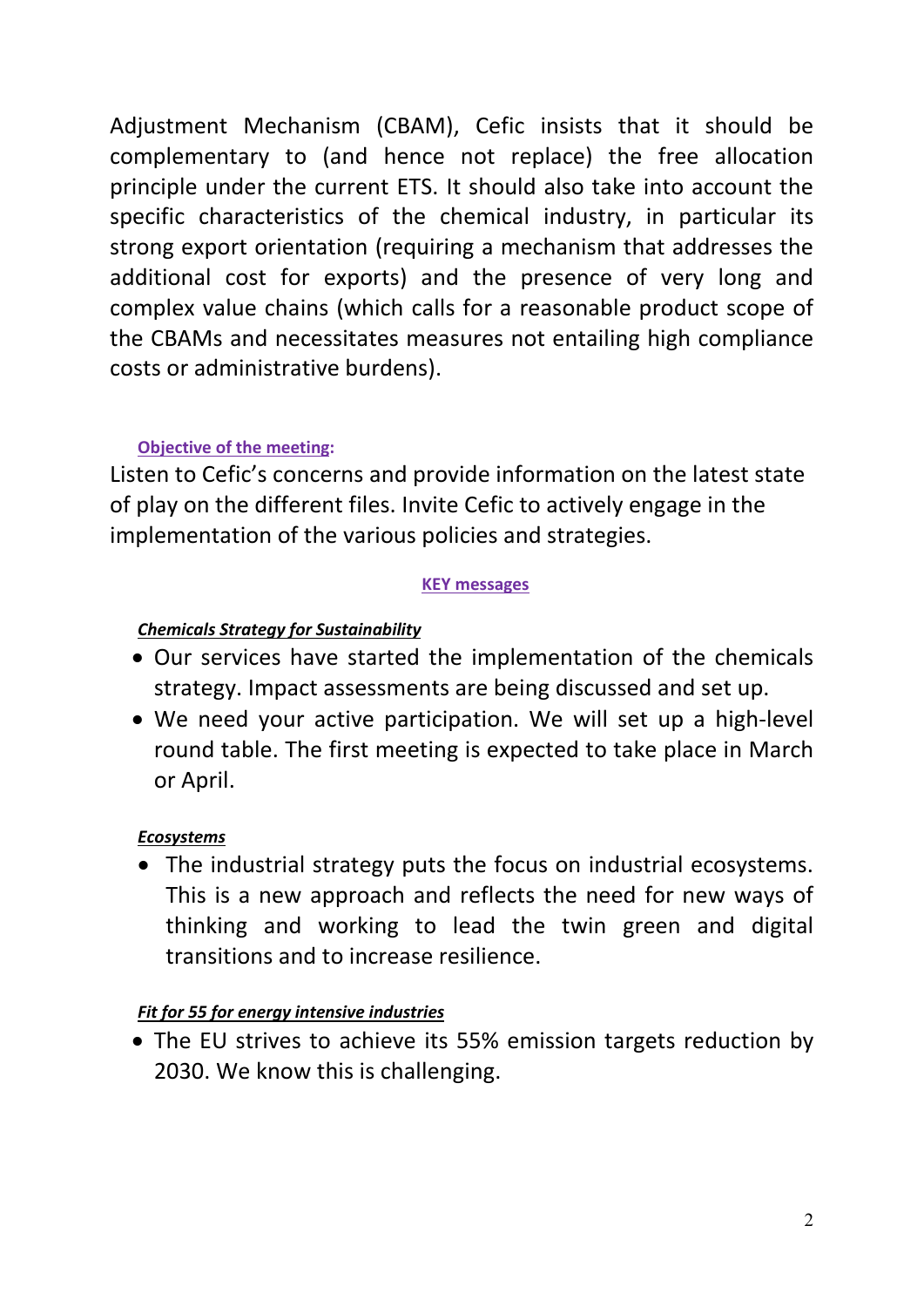Adjustment Mechanism (CBAM), Cefic insists that it should be complementary to (and hence not replace) the free allocation principle under the current ETS. It should also take into account the specific characteristics of the chemical industry, in particular its strong export orientation (requiring a mechanism that addresses the additional cost for exports) and the presence of very long and complex value chains (which calls for a reasonable product scope of the CBAMs and necessitates measures not entailing high compliance costs or administrative burdens).

**Objective of the meeting:**

Listen to Cefic's concerns and provide information on the latest state of play on the different files. Invite Cefic to actively engage in the implementation of the various policies and strategies.

**KEY messages**

***Chemicals Strategy for Sustainability***

- Our services have started the implementation of the chemicals strategy. Impact assessments are being discussed and set up.
- We need your active participation. We will set up a high-level round table. The first meeting is expected to take place in March or April.

***Ecosystems***

- The industrial strategy puts the focus on industrial ecosystems. This is a new approach and reflects the need for new ways of thinking and working to lead the twin green and digital transitions and to increase resilience.

***Fit for 55 for energy intensive industries***

- The EU strives to achieve its 55% emission targets reduction by 2030. We know this is challenging.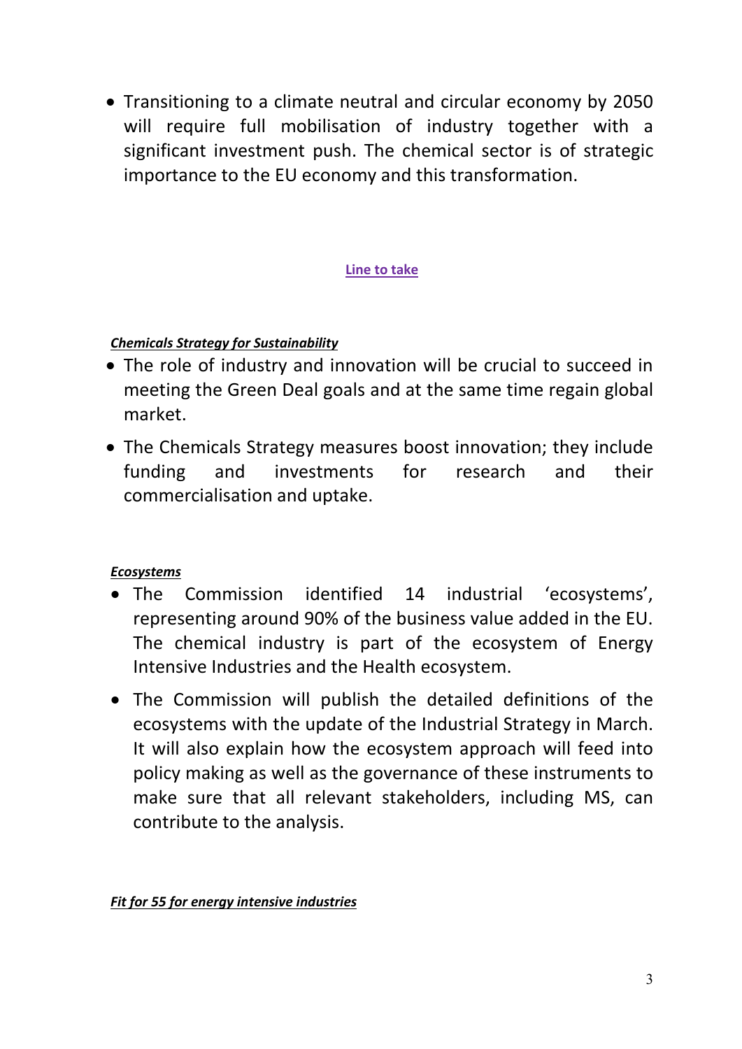- Transitioning to a climate neutral and circular economy by 2050 will require full mobilisation of industry together with a significant investment push. The chemical sector is of strategic importance to the EU economy and this transformation.

**Line to take**

***Chemicals Strategy for Sustainability***

- The role of industry and innovation will be crucial to succeed in meeting the Green Deal goals and at the same time regain global market.
- The Chemicals Strategy measures boost innovation; they include funding and investments for research and their commercialisation and uptake.

***Ecosystems***

- The Commission identified 14 industrial 'ecosystems', representing around 90% of the business value added in the EU. The chemical industry is part of the ecosystem of Energy Intensive Industries and the Health ecosystem.
- The Commission will publish the detailed definitions of the ecosystems with the update of the Industrial Strategy in March. It will also explain how the ecosystem approach will feed into policy making as well as the governance of these instruments to make sure that all relevant stakeholders, including MS, can contribute to the analysis.

***Fit for 55 for energy intensive industries***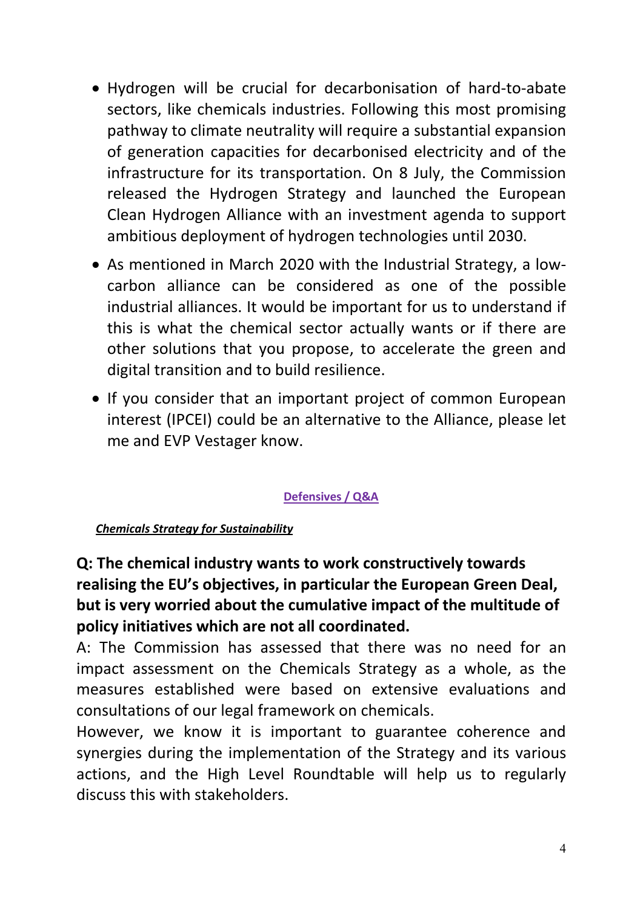- Hydrogen will be crucial for decarbonisation of hard-to-abate sectors, like chemicals industries. Following this most promising pathway to climate neutrality will require a substantial expansion of generation capacities for decarbonised electricity and of the infrastructure for its transportation. On 8 July, the Commission released the Hydrogen Strategy and launched the European Clean Hydrogen Alliance with an investment agenda to support ambitious deployment of hydrogen technologies until 2030.
- As mentioned in March 2020 with the Industrial Strategy, a low-carbon alliance can be considered as one of the possible industrial alliances. It would be important for us to understand if this is what the chemical sector actually wants or if there are other solutions that you propose, to accelerate the green and digital transition and to build resilience.
- If you consider that an important project of common European interest (IPCEI) could be an alternative to the Alliance, please let me and EVP Vestager know.

**Defensives / Q&A**

***Chemicals Strategy for Sustainability***

**Q: The chemical industry wants to work constructively towards realising the EU's objectives, in particular the European Green Deal, but is very worried about the cumulative impact of the multitude of policy initiatives which are not all coordinated.**

A: The Commission has assessed that there was no need for an impact assessment on the Chemicals Strategy as a whole, as the measures established were based on extensive evaluations and consultations of our legal framework on chemicals.

However, we know it is important to guarantee coherence and synergies during the implementation of the Strategy and its various actions, and the High Level Roundtable will help us to regularly discuss this with stakeholders.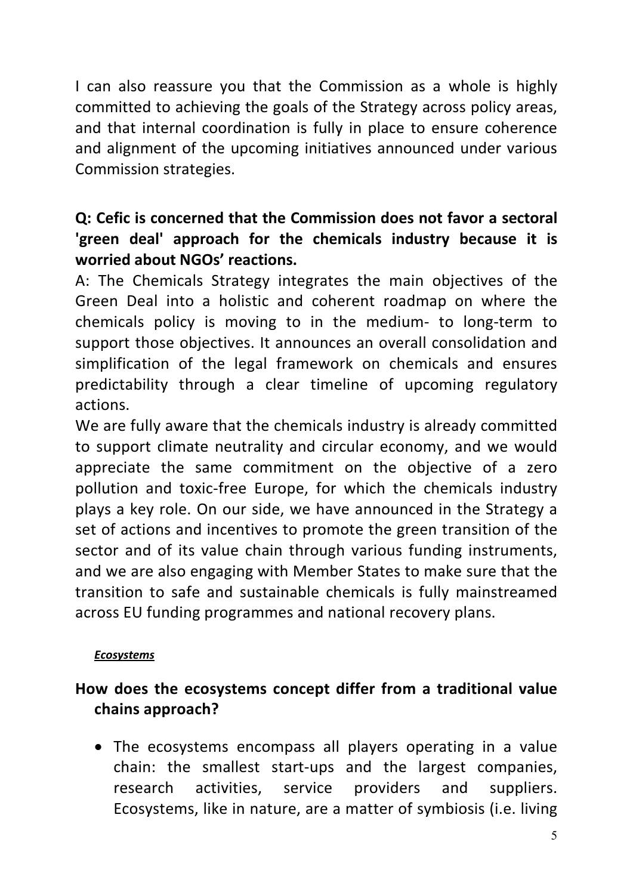I can also reassure you that the Commission as a whole is highly committed to achieving the goals of the Strategy across policy areas, and that internal coordination is fully in place to ensure coherence and alignment of the upcoming initiatives announced under various Commission strategies.

**Q: Cefic is concerned that the Commission does not favor a sectoral 'green deal' approach for the chemicals industry because it is worried about NGOs' reactions.**

A: The Chemicals Strategy integrates the main objectives of the Green Deal into a holistic and coherent roadmap on where the chemicals policy is moving to in the medium- to long-term to support those objectives. It announces an overall consolidation and simplification of the legal framework on chemicals and ensures predictability through a clear timeline of upcoming regulatory actions.

We are fully aware that the chemicals industry is already committed to support climate neutrality and circular economy, and we would appreciate the same commitment on the objective of a zero pollution and toxic-free Europe, for which the chemicals industry plays a key role. On our side, we have announced in the Strategy a set of actions and incentives to promote the green transition of the sector and of its value chain through various funding instruments, and we are also engaging with Member States to make sure that the transition to safe and sustainable chemicals is fully mainstreamed across EU funding programmes and national recovery plans.

***Ecosystems***

**How does the ecosystems concept differ from a traditional value chains approach?**

- The ecosystems encompass all players operating in a value chain: the smallest start-ups and the largest companies, research activities, service providers and suppliers. Ecosystems, like in nature, are a matter of symbiosis (i.e. living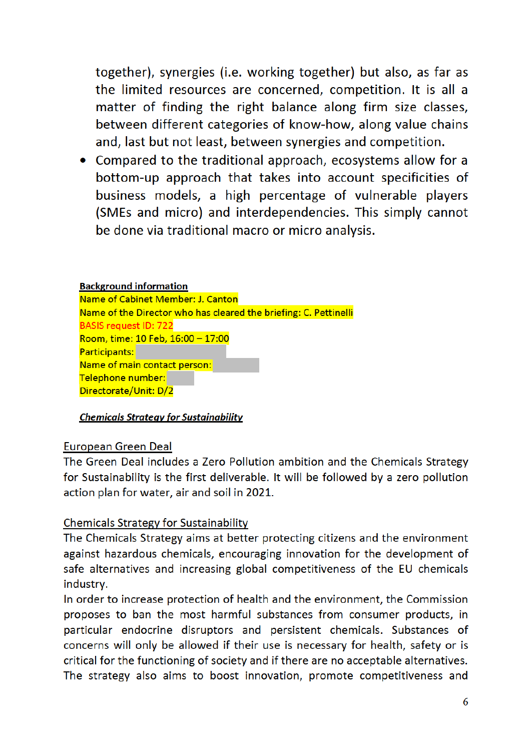together), synergies (i.e. working together) but also, as far as the limited resources are concerned, competition. It is all a matter of finding the right balance along firm size classes, between different categories of know-how, along value chains and, last but not least, between synergies and competition.

- Compared to the traditional approach, ecosystems allow for a bottom-up approach that takes into account specificities of business models, a high percentage of vulnerable players (SMEs and micro) and interdependencies. This simply cannot be done via traditional macro or micro analysis.

**Background information**

Name of Cabinet Member: J. Canton
Name of the Director who has cleared the briefing: C. Pettinelli
BASIS request ID: 722
Room, time: 10 Feb, 16:00 – 17:00
Participants:
Name of main contact person:
Telephone number:
Directorate/Unit: D/2

***Chemicals Strategy for Sustainability***

European Green Deal

The Green Deal includes a Zero Pollution ambition and the Chemicals Strategy for Sustainability is the first deliverable. It will be followed by a zero pollution action plan for water, air and soil in 2021.

Chemicals Strategy for Sustainability

The Chemicals Strategy aims at better protecting citizens and the environment against hazardous chemicals, encouraging innovation for the development of safe alternatives and increasing global competitiveness of the EU chemicals industry.

In order to increase protection of health and the environment, the Commission proposes to ban the most harmful substances from consumer products, in particular endocrine disruptors and persistent chemicals. Substances of concerns will only be allowed if their use is necessary for health, safety or is critical for the functioning of society and if there are no acceptable alternatives. The strategy also aims to boost innovation, promote competitiveness and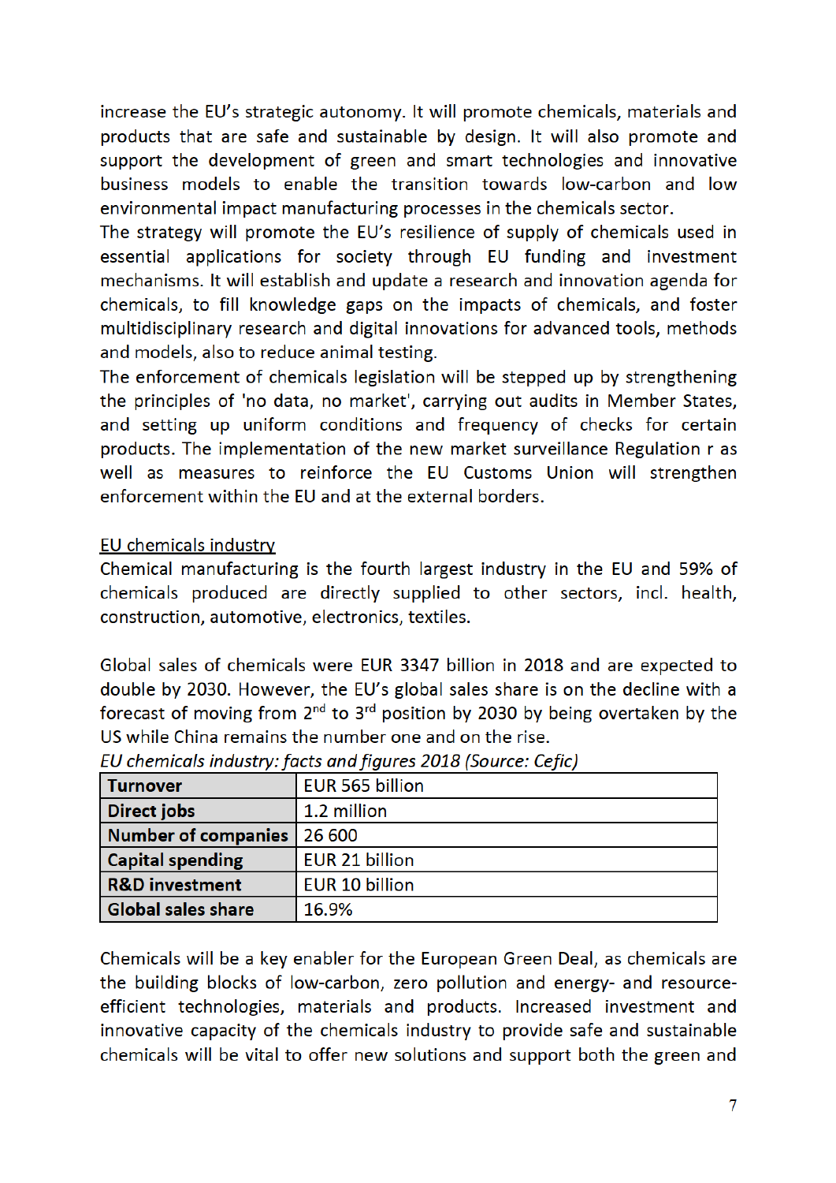increase the EU's strategic autonomy. It will promote chemicals, materials and products that are safe and sustainable by design. It will also promote and support the development of green and smart technologies and innovative business models to enable the transition towards low-carbon and low environmental impact manufacturing processes in the chemicals sector.
The strategy will promote the EU's resilience of supply of chemicals used in essential applications for society through EU funding and investment mechanisms. It will establish and update a research and innovation agenda for chemicals, to fill knowledge gaps on the impacts of chemicals, and foster multidisciplinary research and digital innovations for advanced tools, methods and models, also to reduce animal testing.
The enforcement of chemicals legislation will be stepped up by strengthening the principles of 'no data, no market', carrying out audits in Member States, and setting up uniform conditions and frequency of checks for certain products. The implementation of the new market surveillance Regulation r as well as measures to reinforce the EU Customs Union will strengthen enforcement within the EU and at the external borders.

<u>EU chemicals industry</u>
Chemical manufacturing is the fourth largest industry in the EU and 59% of chemicals produced are directly supplied to other sectors, incl. health, construction, automotive, electronics, textiles.

Global sales of chemicals were EUR 3347 billion in 2018 and are expected to double by 2030. However, the EU's global sales share is on the decline with a forecast of moving from 2nd to 3rd position by 2030 by being overtaken by the US while China remains the number one and on the rise.

*EU chemicals industry: facts and figures 2018 (Source: Cefic)*

| | |
|---|---|
| **Turnover** | EUR 565 billion |
| **Direct jobs** | 1.2 million |
| **Number of companies** | 26 600 |
| **Capital spending** | EUR 21 billion |
| **R&D investment** | EUR 10 billion |
| **Global sales share** | 16.9% |

Chemicals will be a key enabler for the European Green Deal, as chemicals are the building blocks of low-carbon, zero pollution and energy- and resource-efficient technologies, materials and products. Increased investment and innovative capacity of the chemicals industry to provide safe and sustainable chemicals will be vital to offer new solutions and support both the green and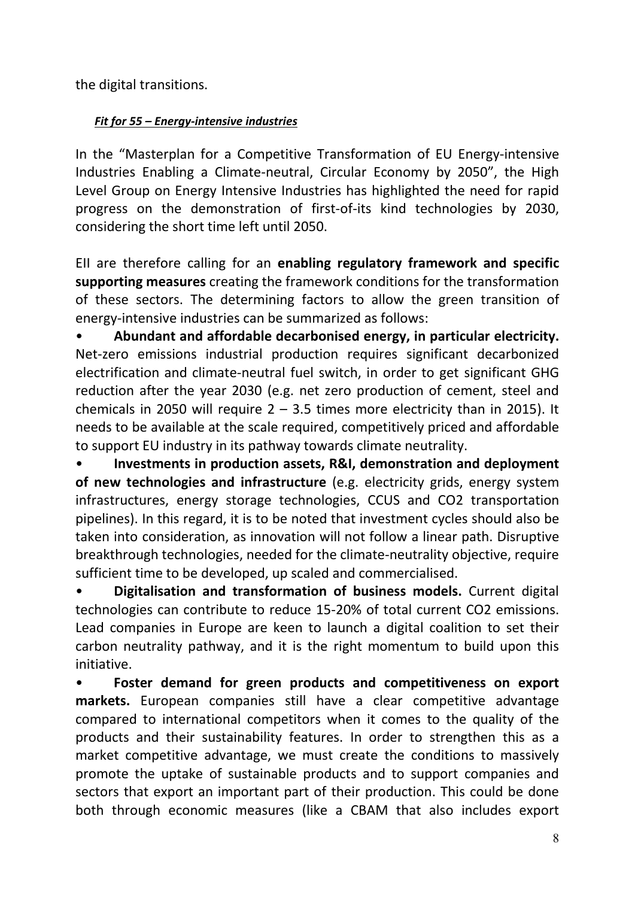the digital transitions.

***Fit for 55 – Energy-intensive industries***

In the "Masterplan for a Competitive Transformation of EU Energy-intensive Industries Enabling a Climate-neutral, Circular Economy by 2050", the High Level Group on Energy Intensive Industries has highlighted the need for rapid progress on the demonstration of first-of-its kind technologies by 2030, considering the short time left until 2050.

EII are therefore calling for an **enabling regulatory framework and specific supporting measures** creating the framework conditions for the transformation of these sectors. The determining factors to allow the green transition of energy-intensive industries can be summarized as follows:

- **Abundant and affordable decarbonised energy, in particular electricity.** Net-zero emissions industrial production requires significant decarbonized electrification and climate-neutral fuel switch, in order to get significant GHG reduction after the year 2030 (e.g. net zero production of cement, steel and chemicals in 2050 will require 2 – 3.5 times more electricity than in 2015). It needs to be available at the scale required, competitively priced and affordable to support EU industry in its pathway towards climate neutrality.
- **Investments in production assets, R&I, demonstration and deployment of new technologies and infrastructure** (e.g. electricity grids, energy system infrastructures, energy storage technologies, CCUS and $CO_2$ transportation pipelines). In this regard, it is to be noted that investment cycles should also be taken into consideration, as innovation will not follow a linear path. Disruptive breakthrough technologies, needed for the climate-neutrality objective, require sufficient time to be developed, up scaled and commercialised.
- **Digitalisation and transformation of business models.** Current digital technologies can contribute to reduce 15-20% of total current $CO_2$ emissions. Lead companies in Europe are keen to launch a digital coalition to set their carbon neutrality pathway, and it is the right momentum to build upon this initiative.
- **Foster demand for green products and competitiveness on export markets.** European companies still have a clear competitive advantage compared to international competitors when it comes to the quality of the products and their sustainability features. In order to strengthen this as a market competitive advantage, we must create the conditions to massively promote the uptake of sustainable products and to support companies and sectors that export an important part of their production. This could be done both through economic measures (like a CBAM that also includes export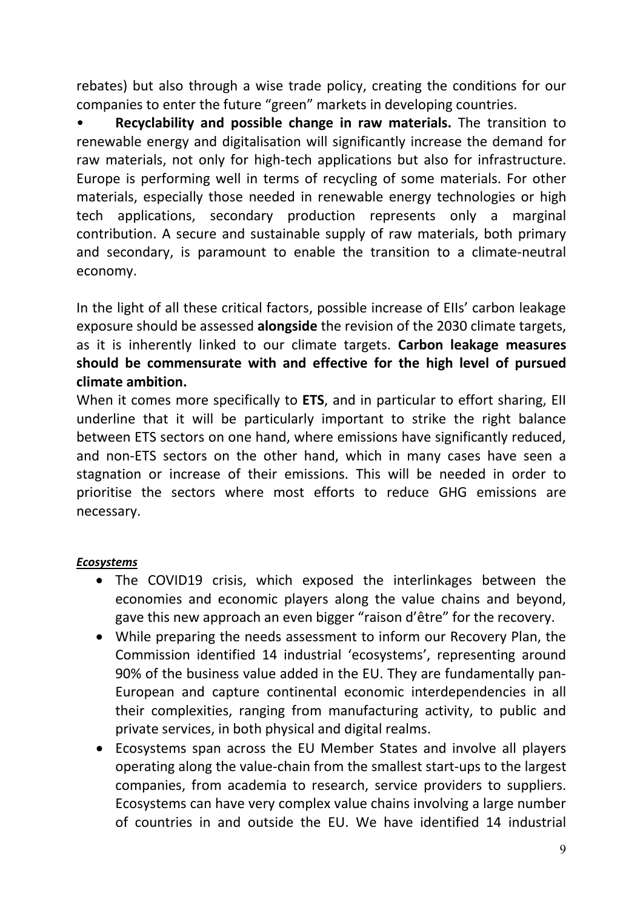rebates) but also through a wise trade policy, creating the conditions for our companies to enter the future "green" markets in developing countries.

- **Recyclability and possible change in raw materials.** The transition to renewable energy and digitalisation will significantly increase the demand for raw materials, not only for high-tech applications but also for infrastructure. Europe is performing well in terms of recycling of some materials. For other materials, especially those needed in renewable energy technologies or high tech applications, secondary production represents only a marginal contribution. A secure and sustainable supply of raw materials, both primary and secondary, is paramount to enable the transition to a climate-neutral economy.

In the light of all these critical factors, possible increase of EIIs' carbon leakage exposure should be assessed **alongside** the revision of the 2030 climate targets, as it is inherently linked to our climate targets. **Carbon leakage measures should be commensurate with and effective for the high level of pursued climate ambition.**

When it comes more specifically to **ETS**, and in particular to effort sharing, EII underline that it will be particularly important to strike the right balance between ETS sectors on one hand, where emissions have significantly reduced, and non-ETS sectors on the other hand, which in many cases have seen a stagnation or increase of their emissions. This will be needed in order to prioritise the sectors where most efforts to reduce GHG emissions are necessary.

***Ecosystems***

- The COVID19 crisis, which exposed the interlinkages between the economies and economic players along the value chains and beyond, gave this new approach an even bigger "raison d'être" for the recovery.
- While preparing the needs assessment to inform our Recovery Plan, the Commission identified 14 industrial 'ecosystems', representing around 90% of the business value added in the EU. They are fundamentally pan-European and capture continental economic interdependencies in all their complexities, ranging from manufacturing activity, to public and private services, in both physical and digital realms.
- Ecosystems span across the EU Member States and involve all players operating along the value-chain from the smallest start-ups to the largest companies, from academia to research, service providers to suppliers. Ecosystems can have very complex value chains involving a large number of countries in and outside the EU. We have identified 14 industrial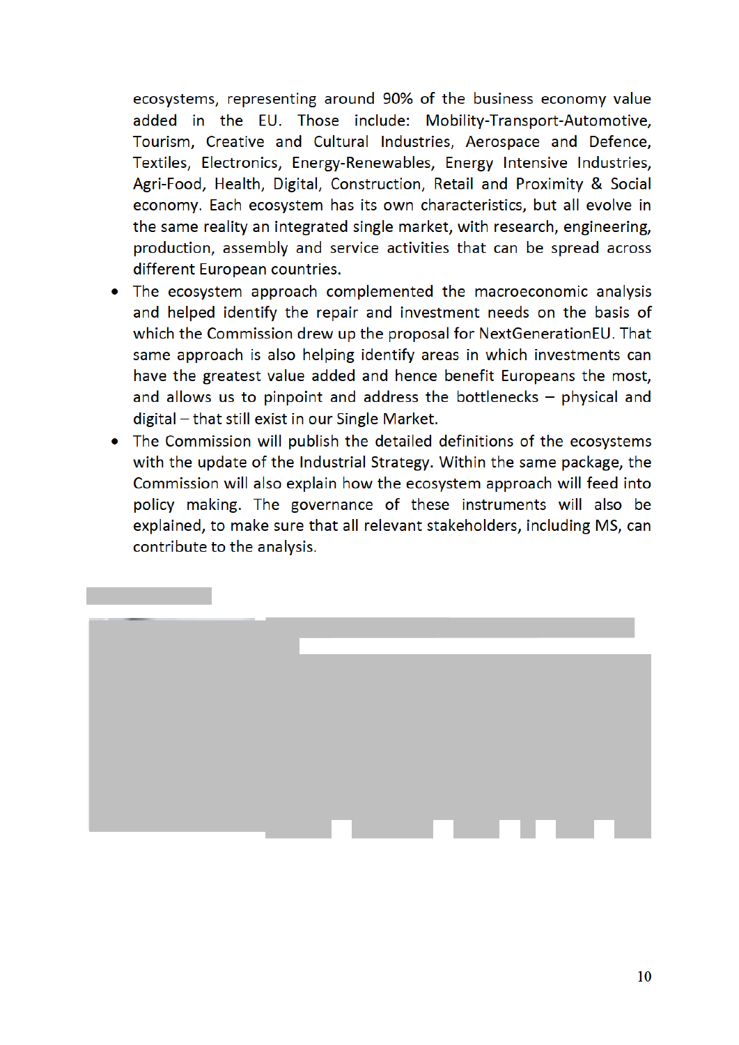ecosystems, representing around 90% of the business economy value added in the EU. Those include: Mobility-Transport-Automotive, Tourism, Creative and Cultural Industries, Aerospace and Defence, Textiles, Electronics, Energy-Renewables, Energy Intensive Industries, Agri-Food, Health, Digital, Construction, Retail and Proximity & Social economy. Each ecosystem has its own characteristics, but all evolve in the same reality an integrated single market, with research, engineering, production, assembly and service activities that can be spread across different European countries.

- The ecosystem approach complemented the macroeconomic analysis and helped identify the repair and investment needs on the basis of which the Commission drew up the proposal for NextGenerationEU. That same approach is also helping identify areas in which investments can have the greatest value added and hence benefit Europeans the most, and allows us to pinpoint and address the bottlenecks – physical and digital – that still exist in our Single Market.
- The Commission will publish the detailed definitions of the ecosystems with the update of the Industrial Strategy. Within the same package, the Commission will also explain how the ecosystem approach will feed into policy making. The governance of these instruments will also be explained, to make sure that all relevant stakeholders, including MS, can contribute to the analysis.